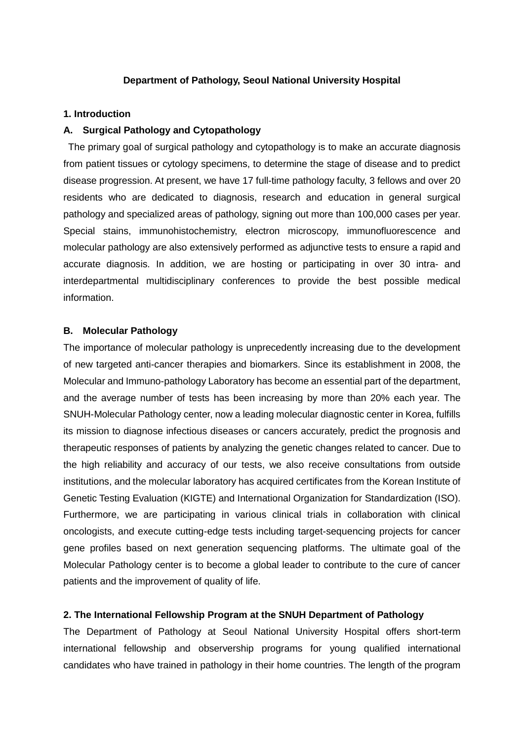**Department of Pathology, Seoul National University Hospital**

**1. Introduction**

**A. Surgical Pathology and Cytopathology**

The primary goal of surgical pathology and cytopathology is to make an accurate diagnosis from patient tissues or cytology specimens, to determine the stage of disease and to predict disease progression. At present, we have 17 full-time pathology faculty, 3 fellows and over 20 residents who are dedicated to diagnosis, research and education in general surgical pathology and specialized areas of pathology, signing out more than 100,000 cases per year. Special stains, immunohistochemistry, electron microscopy, immunofluorescence and molecular pathology are also extensively performed as adjunctive tests to ensure a rapid and accurate diagnosis. In addition, we are hosting or participating in over 30 intra- and interdepartmental multidisciplinary conferences to provide the best possible medical information.

**B. Molecular Pathology**

The importance of molecular pathology is unprecedently increasing due to the development of new targeted anti-cancer therapies and biomarkers. Since its establishment in 2008, the Molecular and Immuno-pathology Laboratory has become an essential part of the department, and the average number of tests has been increasing by more than 20% each year. The SNUH-Molecular Pathology center, now a leading molecular diagnostic center in Korea, fulfills its mission to diagnose infectious diseases or cancers accurately, predict the prognosis and therapeutic responses of patients by analyzing the genetic changes related to cancer. Due to the high reliability and accuracy of our tests, we also receive consultations from outside institutions, and the molecular laboratory has acquired certificates from the Korean Institute of Genetic Testing Evaluation (KIGTE) and International Organization for Standardization (ISO). Furthermore, we are participating in various clinical trials in collaboration with clinical oncologists, and execute cutting-edge tests including target-sequencing projects for cancer gene profiles based on next generation sequencing platforms. The ultimate goal of the Molecular Pathology center is to become a global leader to contribute to the cure of cancer patients and the improvement of quality of life.

**2. The International Fellowship Program at the SNUH Department of Pathology**

The Department of Pathology at Seoul National University Hospital offers short-term international fellowship and observership programs for young qualified international candidates who have trained in pathology in their home countries. The length of the program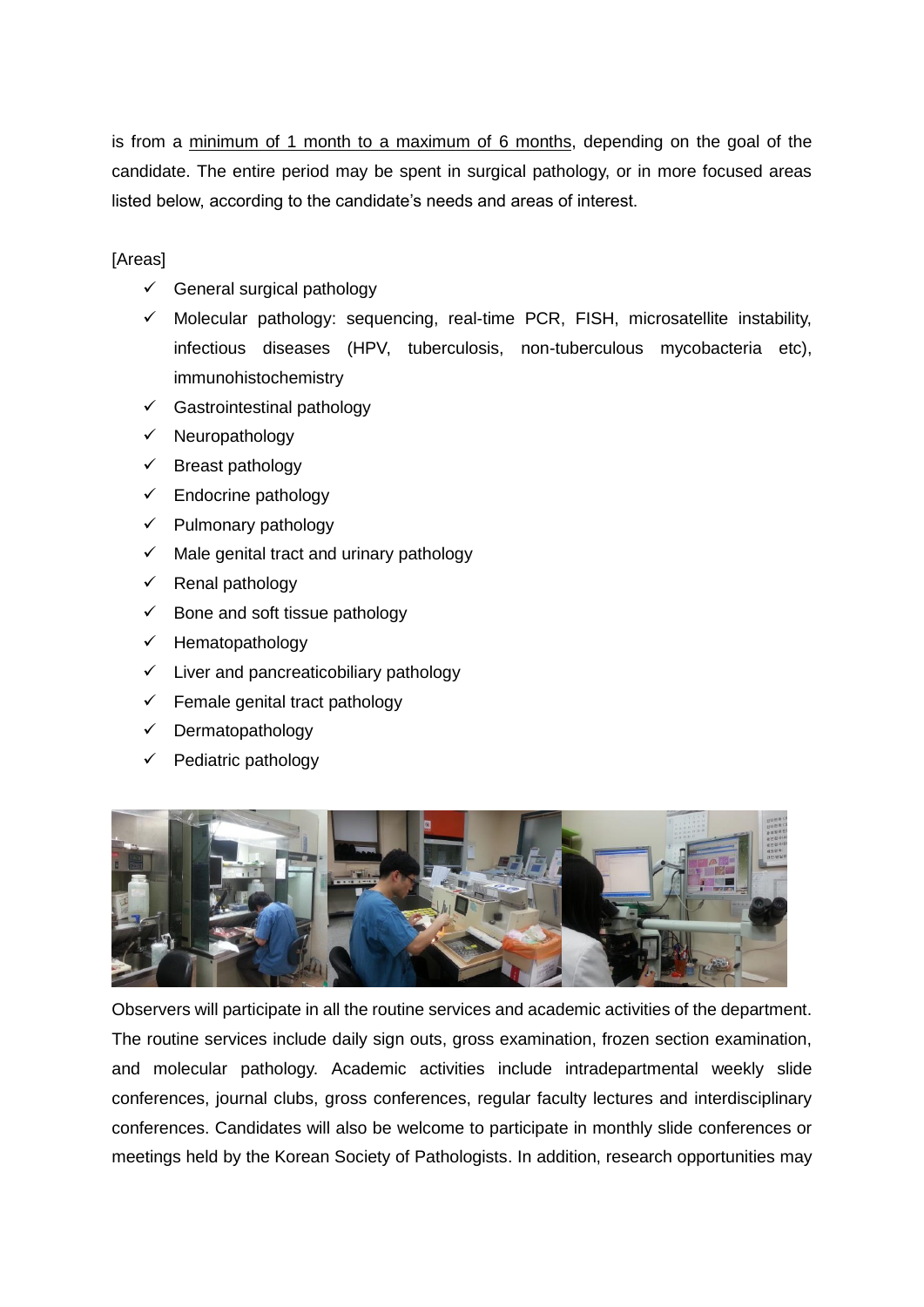is from a <u>minimum of 1 month to a maximum of 6 months</u>, depending on the goal of the candidate. The entire period may be spent in surgical pathology, or in more focused areas listed below, according to the candidate's needs and areas of interest.

[Areas]

- ✓ General surgical pathology
- ✓ Molecular pathology: sequencing, real-time PCR, FISH, microsatellite instability, infectious diseases (HPV, tuberculosis, non-tuberculous mycobacteria etc), immunohistochemistry
- ✓ Gastrointestinal pathology
- ✓ Neuropathology
- ✓ Breast pathology
- ✓ Endocrine pathology
- ✓ Pulmonary pathology
- ✓ Male genital tract and urinary pathology
- ✓ Renal pathology
- ✓ Bone and soft tissue pathology
- ✓ Hematopathology
- ✓ Liver and pancreaticobiliary pathology
- ✓ Female genital tract pathology
- ✓ Dermatopathology
- ✓ Pediatric pathology

Observers will participate in all the routine services and academic activities of the department. The routine services include daily sign outs, gross examination, frozen section examination, and molecular pathology. Academic activities include intradepartmental weekly slide conferences, journal clubs, gross conferences, regular faculty lectures and interdisciplinary conferences. Candidates will also be welcome to participate in monthly slide conferences or meetings held by the Korean Society of Pathologists. In addition, research opportunities may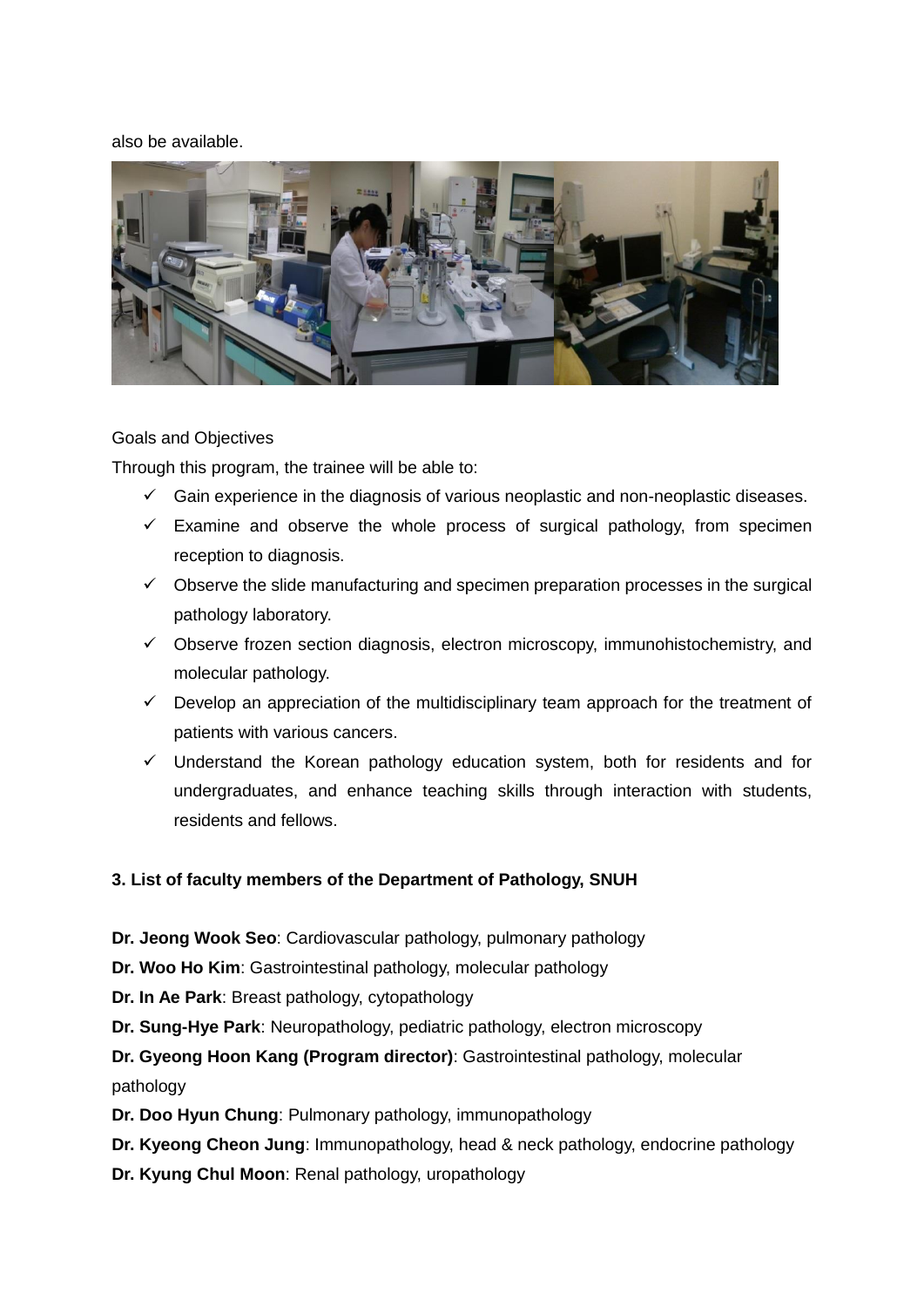also be available.

Goals and Objectives

Through this program, the trainee will be able to:

- ✓ Gain experience in the diagnosis of various neoplastic and non-neoplastic diseases.
- ✓ Examine and observe the whole process of surgical pathology, from specimen reception to diagnosis.
- ✓ Observe the slide manufacturing and specimen preparation processes in the surgical pathology laboratory.
- ✓ Observe frozen section diagnosis, electron microscopy, immunohistochemistry, and molecular pathology.
- ✓ Develop an appreciation of the multidisciplinary team approach for the treatment of patients with various cancers.
- ✓ Understand the Korean pathology education system, both for residents and for undergraduates, and enhance teaching skills through interaction with students, residents and fellows.

## 3. List of faculty members of the Department of Pathology, SNUH

**Dr. Jeong Wook Seo**: Cardiovascular pathology, pulmonary pathology

**Dr. Woo Ho Kim**: Gastrointestinal pathology, molecular pathology

**Dr. In Ae Park**: Breast pathology, cytopathology

**Dr. Sung-Hye Park**: Neuropathology, pediatric pathology, electron microscopy

**Dr. Gyeong Hoon Kang (Program director)**: Gastrointestinal pathology, molecular pathology

**Dr. Doo Hyun Chung**: Pulmonary pathology, immunopathology

**Dr. Kyeong Cheon Jung**: Immunopathology, head & neck pathology, endocrine pathology

**Dr. Kyung Chul Moon**: Renal pathology, uropathology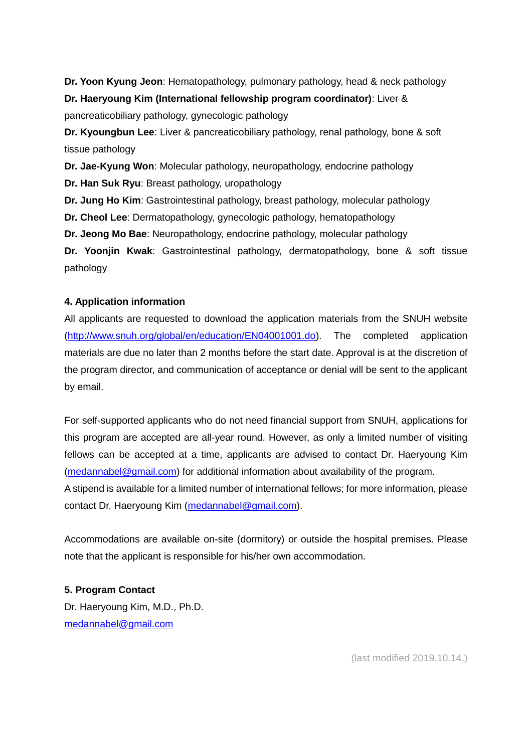**Dr. Yoon Kyung Jeon**: Hematopathology, pulmonary pathology, head & neck pathology
**Dr. Haeryoung Kim (International fellowship program coordinator)**: Liver & pancreaticobiliary pathology, gynecologic pathology
**Dr. Kyoungbun Lee**: Liver & pancreaticobiliary pathology, renal pathology, bone & soft tissue pathology
**Dr. Jae-Kyung Won**: Molecular pathology, neuropathology, endocrine pathology
**Dr. Han Suk Ryu**: Breast pathology, uropathology
**Dr. Jung Ho Kim**: Gastrointestinal pathology, breast pathology, molecular pathology
**Dr. Cheol Lee**: Dermatopathology, gynecologic pathology, hematopathology
**Dr. Jeong Mo Bae**: Neuropathology, endocrine pathology, molecular pathology
**Dr. Yoonjin Kwak**: Gastrointestinal pathology, dermatopathology, bone & soft tissue pathology

**4. Application information**

All applicants are requested to download the application materials from the SNUH website (http://www.snuh.org/global/en/education/EN04001001.do). The completed application materials are due no later than 2 months before the start date. Approval is at the discretion of the program director, and communication of acceptance or denial will be sent to the applicant by email.

For self-supported applicants who do not need financial support from SNUH, applications for this program are accepted are all-year round. However, as only a limited number of visiting fellows can be accepted at a time, applicants are advised to contact Dr. Haeryoung Kim (medannabel@gmail.com) for additional information about availability of the program.
A stipend is available for a limited number of international fellows; for more information, please contact Dr. Haeryoung Kim (medannabel@gmail.com).

Accommodations are available on-site (dormitory) or outside the hospital premises. Please note that the applicant is responsible for his/her own accommodation.

**5. Program Contact**

Dr. Haeryoung Kim, M.D., Ph.D.
medannabel@gmail.com

(last modified 2019.10.14.)